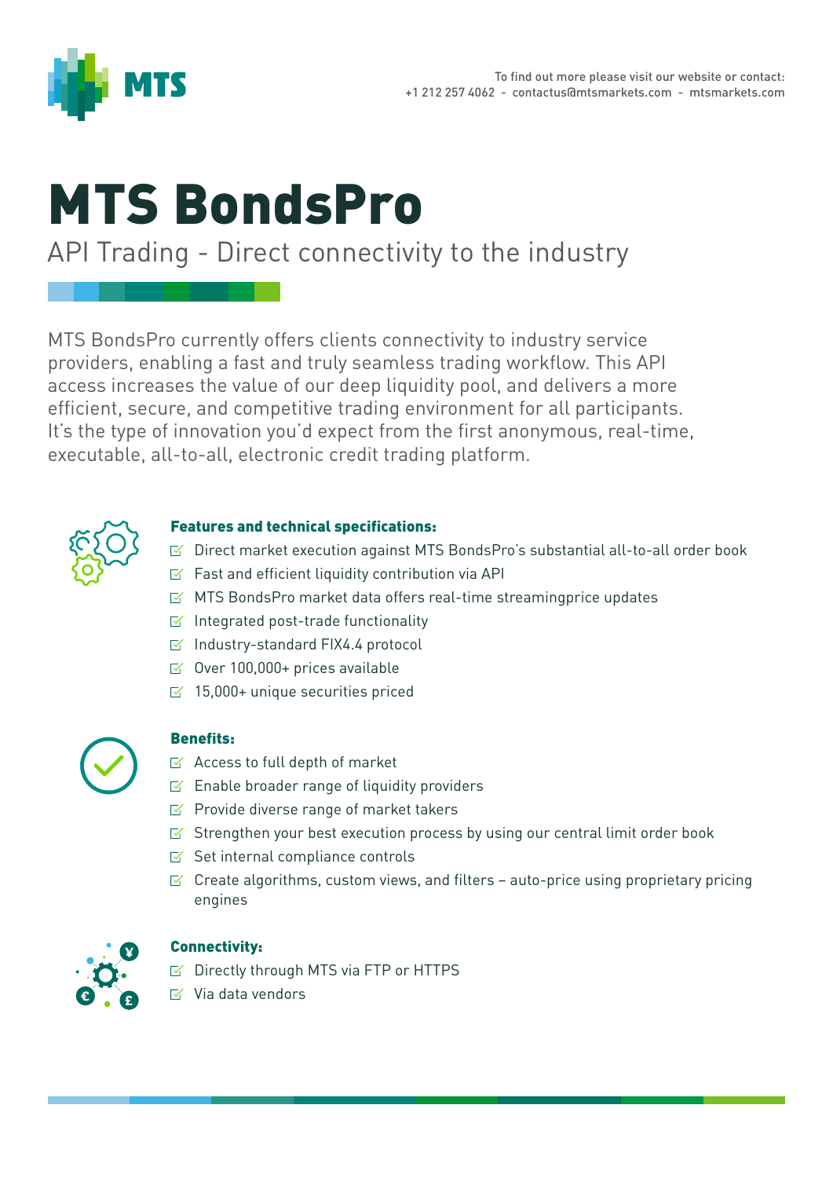MTS

To find out more please visit our website or contact:
+1 212 257 4062 - contactus@mtsmarkets.com - mtsmarkets.com

# MTS BondsPro

## API Trading - Direct connectivity to the industry

MTS BondsPro currently offers clients connectivity to industry service providers, enabling a fast and truly seamless trading workflow. This API access increases the value of our deep liquidity pool, and delivers a more efficient, secure, and competitive trading environment for all participants. It's the type of innovation you'd expect from the first anonymous, real-time, executable, all-to-all, electronic credit trading platform.

### Features and technical specifications:

- Direct market execution against MTS BondsPro's substantial all-to-all order book
- Fast and efficient liquidity contribution via API
- MTS BondsPro market data offers real-time streamingprice updates
- Integrated post-trade functionality
- Industry-standard FIX4.4 protocol
- Over 100,000+ prices available
- 15,000+ unique securities priced

### Benefits:

- Access to full depth of market
- Enable broader range of liquidity providers
- Provide diverse range of market takers
- Strengthen your best execution process by using our central limit order book
- Set internal compliance controls
- Create algorithms, custom views, and filters – auto-price using proprietary pricing engines

### Connectivity:

- Directly through MTS via FTP or HTTPS
- Via data vendors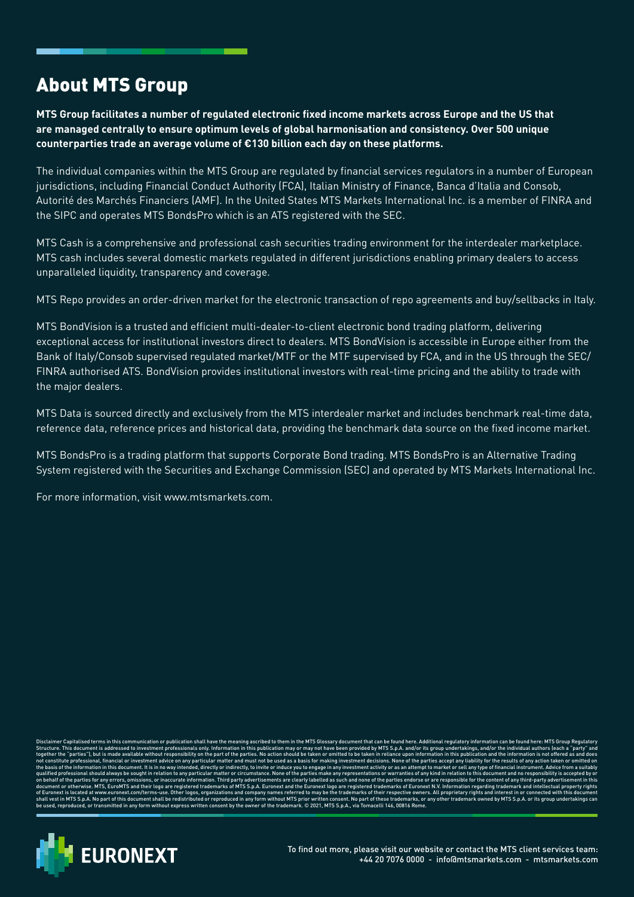# About MTS Group

**MTS Group facilitates a number of regulated electronic fixed income markets across Europe and the US that are managed centrally to ensure optimum levels of global harmonisation and consistency. Over 500 unique counterparties trade an average volume of €130 billion each day on these platforms.**

The individual companies within the MTS Group are regulated by financial services regulators in a number of European jurisdictions, including Financial Conduct Authority (FCA), Italian Ministry of Finance, Banca d'Italia and Consob, Autorité des Marchés Financiers (AMF). In the United States MTS Markets International Inc. is a member of FINRA and the SIPC and operates MTS BondsPro which is an ATS registered with the SEC.

MTS Cash is a comprehensive and professional cash securities trading environment for the interdealer marketplace. MTS cash includes several domestic markets regulated in different jurisdictions enabling primary dealers to access unparalleled liquidity, transparency and coverage.

MTS Repo provides an order-driven market for the electronic transaction of repo agreements and buy/sellbacks in Italy.

MTS BondVision is a trusted and efficient multi-dealer-to-client electronic bond trading platform, delivering exceptional access for institutional investors direct to dealers. MTS BondVision is accessible in Europe either from the Bank of Italy/Consob supervised regulated market/MTF or the MTF supervised by FCA, and in the US through the SEC/FINRA authorised ATS. BondVision provides institutional investors with real-time pricing and the ability to trade with the major dealers.

MTS Data is sourced directly and exclusively from the MTS interdealer market and includes benchmark real-time data, reference data, reference prices and historical data, providing the benchmark data source on the fixed income market.

MTS BondsPro is a trading platform that supports Corporate Bond trading. MTS BondsPro is an Alternative Trading System registered with the Securities and Exchange Commission (SEC) and operated by MTS Markets International Inc.

For more information, visit www.mtsmarkets.com.

Disclaimer Capitalised terms in this communication or publication shall have the meaning ascribed to them in the MTS Glossary document that can be found here. Additional regulatory information can be found here: MTS Group Regulatory Structure. This document is addressed to investment professionals only. Information in this publication may or may not have been provided by MTS S.p.A. and/or its group undertakings, and/or the individual authors (each a "party" and together the "parties"), but is made available without responsibility on the part of the parties. No action should be taken or omitted to be taken in reliance upon information in this publication and the information is not offered as and does not constitute professional, financial or investment advice on any particular matter and must not be used as a basis for making investment decisions. None of the parties accept any liability for the results of any action taken or omitted on the basis of the information in this document. It is in no way intended, directly or indirectly, to invite or induce you to engage in any investment activity or as an attempt to market or sell any type of financial instrument. Advice from a suitably qualified professional should always be sought in relation to any particular matter or circumstance. None of the parties make any representations or warranties of any kind in relation to this document and no responsibility is accepted by or on behalf of the parties for any errors, omissions, or inaccurate information. Third party advertisements are clearly labelled as such and none of the parties endorse or are responsible for the content of any third-party advertisement in this document or otherwise. MTS, EuroMTS and their logo are registered trademarks of MTS S.p.A. Euronext and the Euronext logo are registered trademarks of Euronext N.V. Information regarding trademark and intellectual property rights of Euronext is located at www.euronext.com/terms-use. Other logos, organizations and company names referred to may be the trademarks of their respective owners. All proprietary rights and interest in or connected with this document shall vest in MTS S.p.A. No part of this document shall be redistributed or reproduced in any form without MTS prior written consent. No part of these trademarks, or any other trademark owned by MTS S.p.A. or its group undertakings can be used, reproduced, or transmitted in any form without express written consent by the owner of the trademark. © 2021, MTS S.p.A., via Tomacelli 146, 00816 Rome.

EURONEXT

To find out more, please visit our website or contact the MTS client services team:
+44 20 7076 0000 - info@mtsmarkets.com - mtsmarkets.com